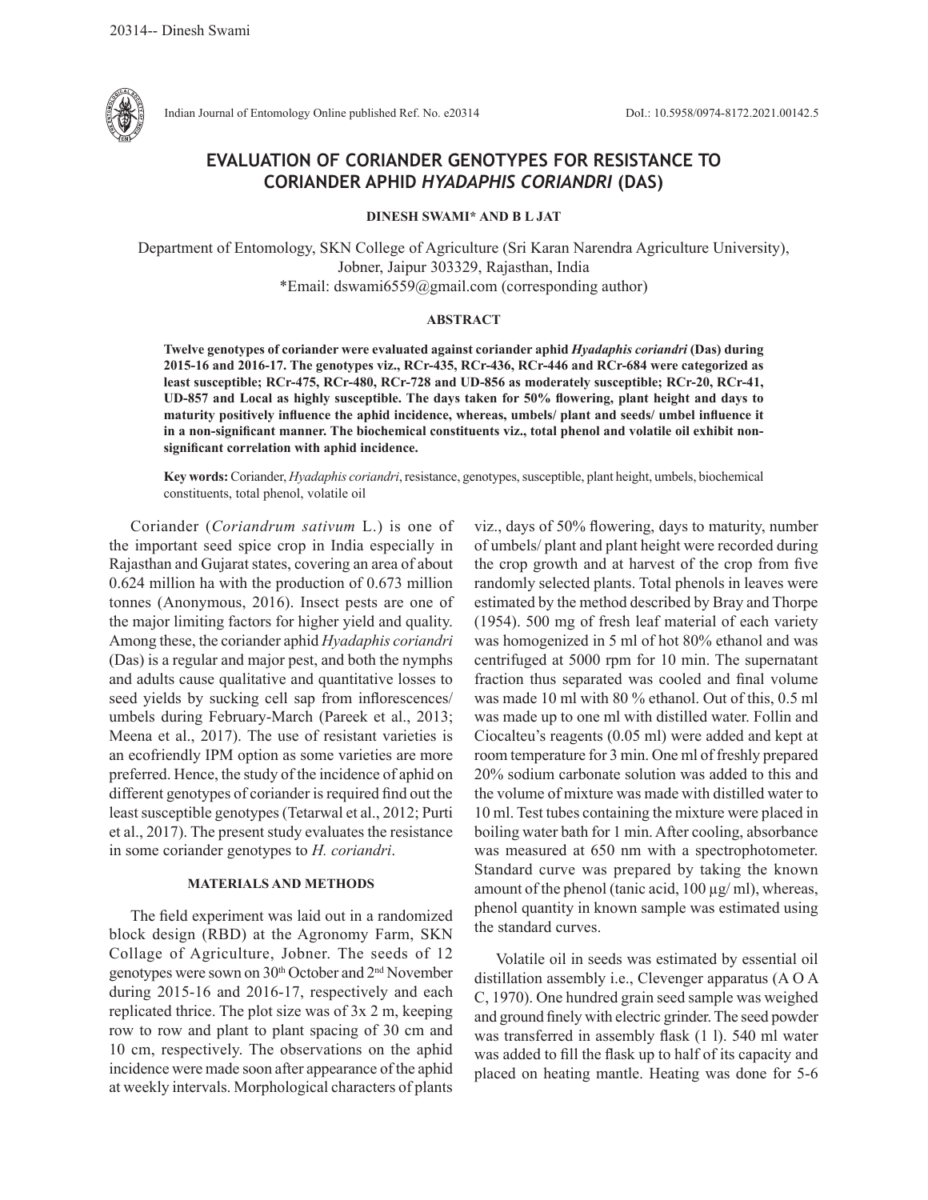# EVALUATION OF CORIANDER GENOTYPES FOR RESISTANCE TO CORIANDER APHID *HYADAPHIS CORIANDRI* (DAS)

**DINESH SWAMI* AND B L JAT**

Department of Entomology, SKN College of Agriculture (Sri Karan Narendra Agriculture University), Jobner, Jaipur 303329, Rajasthan, India
*Email: dswami6559@gmail.com (corresponding author)

## ABSTRACT

**Twelve genotypes of coriander were evaluated against coriander aphid *Hyadaphis coriandri* (Das) during 2015-16 and 2016-17. The genotypes viz., RCr-435, RCr-436, RCr-446 and RCr-684 were categorized as least susceptible; RCr-475, RCr-480, RCr-728 and UD-856 as moderately susceptible; RCr-20, RCr-41, UD-857 and Local as highly susceptible. The days taken for 50% flowering, plant height and days to maturity positively influence the aphid incidence, whereas, umbels/ plant and seeds/ umbel influence it in a non-significant manner. The biochemical constituents viz., total phenol and volatile oil exhibit non-significant correlation with aphid incidence.**

**Key words:** Coriander, *Hyadaphis coriandri*, resistance, genotypes, susceptible, plant height, umbels, biochemical constituents, total phenol, volatile oil

Coriander (*Coriandrum sativum* L.) is one of the important seed spice crop in India especially in Rajasthan and Gujarat states, covering an area of about 0.624 million ha with the production of 0.673 million tonnes (Anonymous, 2016). Insect pests are one of the major limiting factors for higher yield and quality. Among these, the coriander aphid *Hyadaphis coriandri* (Das) is a regular and major pest, and both the nymphs and adults cause qualitative and quantitative losses to seed yields by sucking cell sap from inflorescences/ umbels during February-March (Pareek et al., 2013; Meena et al., 2017). The use of resistant varieties is an ecofriendly IPM option as some varieties are more preferred. Hence, the study of the incidence of aphid on different genotypes of coriander is required find out the least susceptible genotypes (Tetarwal et al., 2012; Purti et al., 2017). The present study evaluates the resistance in some coriander genotypes to *H. coriandri*.

## MATERIALS AND METHODS

The field experiment was laid out in a randomized block design (RBD) at the Agronomy Farm, SKN Collage of Agriculture, Jobner. The seeds of 12 genotypes were sown on 30th October and 2nd November during 2015-16 and 2016-17, respectively and each replicated thrice. The plot size was of 3x 2 m, keeping row to row and plant to plant spacing of 30 cm and 10 cm, respectively. The observations on the aphid incidence were made soon after appearance of the aphid at weekly intervals. Morphological characters of plants viz., days of 50% flowering, days to maturity, number of umbels/ plant and plant height were recorded during the crop growth and at harvest of the crop from five randomly selected plants. Total phenols in leaves were estimated by the method described by Bray and Thorpe (1954). 500 mg of fresh leaf material of each variety was homogenized in 5 ml of hot 80% ethanol and was centrifuged at 5000 rpm for 10 min. The supernatant fraction thus separated was cooled and final volume was made 10 ml with 80 % ethanol. Out of this, 0.5 ml was made up to one ml with distilled water. Follin and Ciocalteu's reagents (0.05 ml) were added and kept at room temperature for 3 min. One ml of freshly prepared 20% sodium carbonate solution was added to this and the volume of mixture was made with distilled water to 10 ml. Test tubes containing the mixture were placed in boiling water bath for 1 min. After cooling, absorbance was measured at 650 nm with a spectrophotometer. Standard curve was prepared by taking the known amount of the phenol (tanic acid, 100 µg/ ml), whereas, phenol quantity in known sample was estimated using the standard curves.

Volatile oil in seeds was estimated by essential oil distillation assembly i.e., Clevenger apparatus (A O A C, 1970). One hundred grain seed sample was weighed and ground finely with electric grinder. The seed powder was transferred in assembly flask (1 l). 540 ml water was added to fill the flask up to half of its capacity and placed on heating mantle. Heating was done for 5-6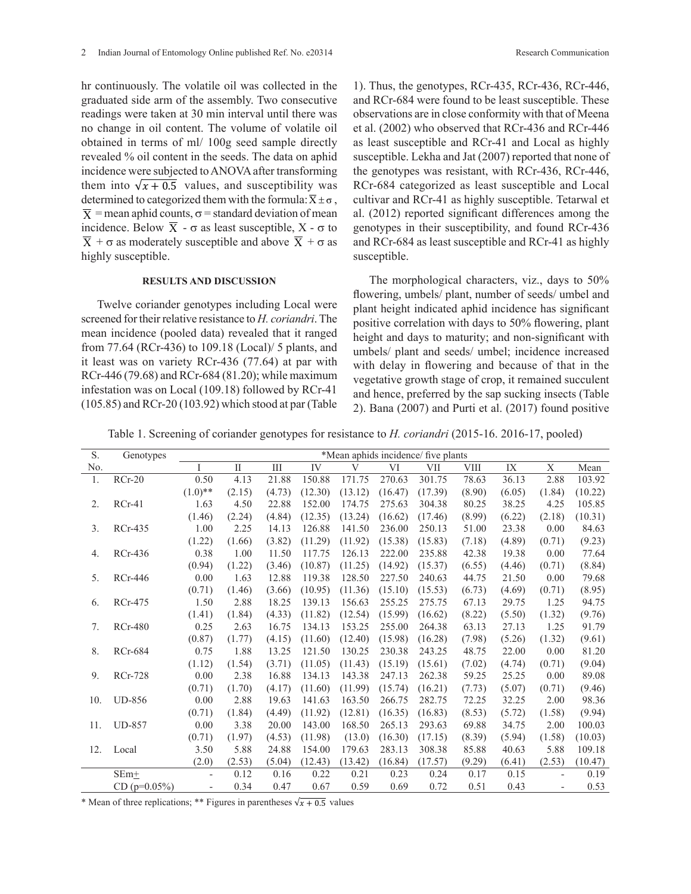hr continuously. The volatile oil was collected in the graduated side arm of the assembly. Two consecutive readings were taken at 30 min interval until there was no change in oil content. The volume of volatile oil obtained in terms of ml/ 100g seed sample directly revealed % oil content in the seeds. The data on aphid incidence were subjected to ANOVA after transforming them into $\sqrt{x+0.5}$ values, and susceptibility was determined to categorized them with the formula: $\overline{X} \pm \sigma$, $\overline{X}$ = mean aphid counts, $\sigma$ = standard deviation of mean incidence. Below $\overline{X}$ - $\sigma$ as least susceptible, X - $\sigma$ to $\overline{X}$ + $\sigma$ as moderately susceptible and above $\overline{X}$ + $\sigma$ as highly susceptible.

## RESULTS AND DISCUSSION

Twelve coriander genotypes including Local were screened for their relative resistance to *H. coriandri*. The mean incidence (pooled data) revealed that it ranged from 77.64 (RCr-436) to 109.18 (Local)/ 5 plants, and it least was on variety RCr-436 (77.64) at par with RCr-446 (79.68) and RCr-684 (81.20); while maximum infestation was on Local (109.18) followed by RCr-41 (105.85) and RCr-20 (103.92) which stood at par (Table 1). Thus, the genotypes, RCr-435, RCr-436, RCr-446, and RCr-684 were found to be least susceptible. These observations are in close conformity with that of Meena et al. (2002) who observed that RCr-436 and RCr-446 as least susceptible and RCr-41 and Local as highly susceptible. Lekha and Jat (2007) reported that none of the genotypes was resistant, with RCr-436, RCr-446, RCr-684 categorized as least susceptible and Local cultivar and RCr-41 as highly susceptible. Tetarwal et al. (2012) reported significant differences among the genotypes in their susceptibility, and found RCr-436 and RCr-684 as least susceptible and RCr-41 as highly susceptible.

The morphological characters, viz., days to 50% flowering, umbels/ plant, number of seeds/ umbel and plant height indicated aphid incidence has significant positive correlation with days to 50% flowering, plant height and days to maturity; and non-significant with umbels/ plant and seeds/ umbel; incidence increased with delay in flowering and because of that in the vegetative growth stage of crop, it remained succulent and hence, preferred by the sap sucking insects (Table 2). Bana (2007) and Purti et al. (2017) found positive

Table 1. Screening of coriander genotypes for resistance to *H. coriandri* (2015-16. 2016-17, pooled)

| S. No. | Genotypes | *Mean aphids incidence/ five plants | | | | | | | | | | |
|---|---|---|---|---|---|---|---|---|---|---|---|---|
| | | I | II | III | IV | V | VI | VII | VIII | IX | X | Mean |
| 1. | RCr-20 | 0.50 | 4.13 | 21.88 | 150.88 | 171.75 | 270.63 | 301.75 | 78.63 | 36.13 | 2.88 | 103.92 |
| | | (1.0)** | (2.15) | (4.73) | (12.30) | (13.12) | (16.47) | (17.39) | (8.90) | (6.05) | (1.84) | (10.22) |
| 2. | RCr-41 | 1.63 | 4.50 | 22.88 | 152.00 | 174.75 | 275.63 | 304.38 | 80.25 | 38.25 | 4.25 | 105.85 |
| | | (1.46) | (2.24) | (4.84) | (12.35) | (13.24) | (16.62) | (17.46) | (8.99) | (6.22) | (2.18) | (10.31) |
| 3. | RCr-435 | 1.00 | 2.25 | 14.13 | 126.88 | 141.50 | 236.00 | 250.13 | 51.00 | 23.38 | 0.00 | 84.63 |
| | | (1.22) | (1.66) | (3.82) | (11.29) | (11.92) | (15.38) | (15.83) | (7.18) | (4.89) | (0.71) | (9.23) |
| 4. | RCr-436 | 0.38 | 1.00 | 11.50 | 117.75 | 126.13 | 222.00 | 235.88 | 42.38 | 19.38 | 0.00 | 77.64 |
| | | (0.94) | (1.22) | (3.46) | (10.87) | (11.25) | (14.92) | (15.37) | (6.55) | (4.46) | (0.71) | (8.84) |
| 5. | RCr-446 | 0.00 | 1.63 | 12.88 | 119.38 | 128.50 | 227.50 | 240.63 | 44.75 | 21.50 | 0.00 | 79.68 |
| | | (0.71) | (1.46) | (3.66) | (10.95) | (11.36) | (15.10) | (15.53) | (6.73) | (4.69) | (0.71) | (8.95) |
| 6. | RCr-475 | 1.50 | 2.88 | 18.25 | 139.13 | 156.63 | 255.25 | 275.75 | 67.13 | 29.75 | 1.25 | 94.75 |
| | | (1.41) | (1.84) | (4.33) | (11.82) | (12.54) | (15.99) | (16.62) | (8.22) | (5.50) | (1.32) | (9.76) |
| 7. | RCr-480 | 0.25 | 2.63 | 16.75 | 134.13 | 153.25 | 255.00 | 264.38 | 63.13 | 27.13 | 1.25 | 91.79 |
| | | (0.87) | (1.77) | (4.15) | (11.60) | (12.40) | (15.98) | (16.28) | (7.98) | (5.26) | (1.32) | (9.61) |
| 8. | RCr-684 | 0.75 | 1.88 | 13.25 | 121.50 | 130.25 | 230.38 | 243.25 | 48.75 | 22.00 | 0.00 | 81.20 |
| | | (1.12) | (1.54) | (3.71) | (11.05) | (11.43) | (15.19) | (15.61) | (7.02) | (4.74) | (0.71) | (9.04) |
| 9. | RCr-728 | 0.00 | 2.38 | 16.88 | 134.13 | 143.38 | 247.13 | 262.38 | 59.25 | 25.25 | 0.00 | 89.08 |
| | | (0.71) | (1.70) | (4.17) | (11.60) | (11.99) | (15.74) | (16.21) | (7.73) | (5.07) | (0.71) | (9.46) |
| 10. | UD-856 | 0.00 | 2.88 | 19.63 | 141.63 | 163.50 | 266.75 | 282.75 | 72.25 | 32.25 | 2.00 | 98.36 |
| | | (0.71) | (1.84) | (4.49) | (11.92) | (12.81) | (16.35) | (16.83) | (8.53) | (5.72) | (1.58) | (9.94) |
| 11. | UD-857 | 0.00 | 3.38 | 20.00 | 143.00 | 168.50 | 265.13 | 293.63 | 69.88 | 34.75 | 2.00 | 100.03 |
| | | (0.71) | (1.97) | (4.53) | (11.98) | (13.0) | (16.30) | (17.15) | (8.39) | (5.94) | (1.58) | (10.03) |
| 12. | Local | 3.50 | 5.88 | 24.88 | 154.00 | 179.63 | 283.13 | 308.38 | 85.88 | 40.63 | 5.88 | 109.18 |
| | | (2.0) | (2.53) | (5.04) | (12.43) | (13.42) | (16.84) | (17.57) | (9.29) | (6.41) | (2.53) | (10.47) |
| | SEm± | - | 0.12 | 0.16 | 0.22 | 0.21 | 0.23 | 0.24 | 0.17 | 0.15 | - | 0.19 |
| | CD (p=0.05%) | - | 0.34 | 0.47 | 0.67 | 0.59 | 0.69 | 0.72 | 0.51 | 0.43 | - | 0.53 |

\* Mean of three replications; ** Figures in parentheses $\sqrt{x+0.5}$ values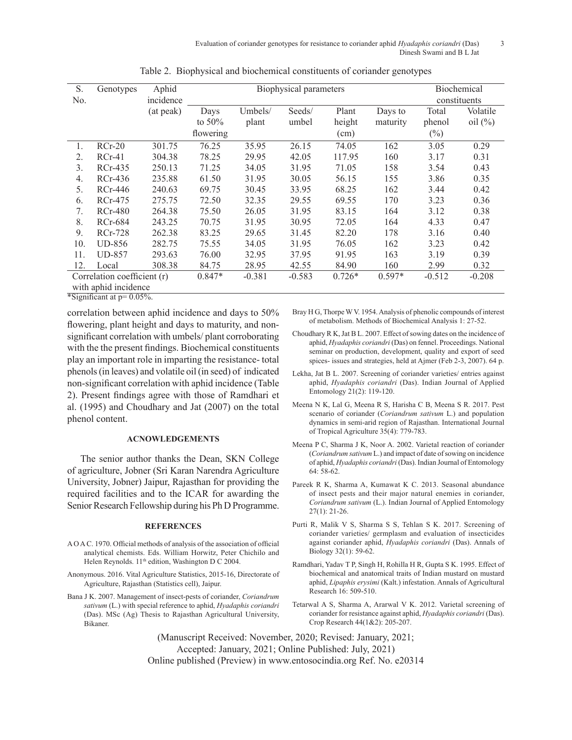Table 2. Biophysical and biochemical constituents of coriander genotypes

| S. No. | Genotypes | Aphid incidence (at peak) | Biophysical parameters | | | | | Biochemical constituents | |
|---|---|---|---|---|---|---|---|---|---|
| | | | Days to 50% flowering | Umbels/ plant | Seeds/ umbel | Plant height (cm) | Days to maturity | Total phenol (%) | Volatile oil (%) |
| 1. | RCr-20 | 301.75 | 76.25 | 35.95 | 26.15 | 74.05 | 162 | 3.05 | 0.29 |
| 2. | RCr-41 | 304.38 | 78.25 | 29.95 | 42.05 | 117.95 | 160 | 3.17 | 0.31 |
| 3. | RCr-435 | 250.13 | 71.25 | 34.05 | 31.95 | 71.05 | 158 | 3.54 | 0.43 |
| 4. | RCr-436 | 235.88 | 61.50 | 31.95 | 30.05 | 56.15 | 155 | 3.86 | 0.35 |
| 5. | RCr-446 | 240.63 | 69.75 | 30.45 | 33.95 | 68.25 | 162 | 3.44 | 0.42 |
| 6. | RCr-475 | 275.75 | 72.50 | 32.35 | 29.55 | 69.55 | 170 | 3.23 | 0.36 |
| 7. | RCr-480 | 264.38 | 75.50 | 26.05 | 31.95 | 83.15 | 164 | 3.12 | 0.38 |
| 8. | RCr-684 | 243.25 | 70.75 | 31.95 | 30.95 | 72.05 | 164 | 4.33 | 0.47 |
| 9. | RCr-728 | 262.38 | 83.25 | 29.65 | 31.45 | 82.20 | 178 | 3.16 | 0.40 |
| 10. | UD-856 | 282.75 | 75.55 | 34.05 | 31.95 | 76.05 | 162 | 3.23 | 0.42 |
| 11. | UD-857 | 293.63 | 76.00 | 32.95 | 37.95 | 91.95 | 163 | 3.19 | 0.39 |
| 12. | Local | 308.38 | 84.75 | 28.95 | 42.55 | 84.90 | 160 | 2.99 | 0.32 |
| Correlation coefficient (r) with aphid incidence | | | 0.847* | -0.381 | -0.583 | 0.726* | 0.597* | -0.512 | -0.208 |

*Significant at p= 0.05%.

correlation between aphid incidence and days to 50% flowering, plant height and days to maturity, and non-significant correlation with umbels/ plant corroborating with the the present findings. Biochemical constituents play an important role in imparting the resistance- total phenols (in leaves) and volatile oil (in seed) of indicated non-significant correlation with aphid incidence (Table 2). Present findings agree with those of Ramdhari et al. (1995) and Choudhary and Jat (2007) on the total phenol content.

## ACNOWLEDGEMENTS

The senior author thanks the Dean, SKN College of agriculture, Jobner (Sri Karan Narendra Agriculture University, Jobner) Jaipur, Rajasthan for providing the required facilities and to the ICAR for awarding the Senior Research Fellowship during his Ph D Programme.

## REFERENCES

A O A C. 1970. Official methods of analysis of the association of official analytical chemists. Eds. William Horwitz, Peter Chichilo and Helen Reynolds. 11th edition, Washington D C 2004.

Anonymous. 2016. Vital Agriculture Statistics, 2015-16, Directorate of Agriculture, Rajasthan (Statistics cell), Jaipur.

Bana J K. 2007. Management of insect-pests of coriander, *Coriandrum sativum* (L.) with special reference to aphid, *Hyadaphis coriandri* (Das). MSc (Ag) Thesis to Rajasthan Agricultural University, Bikaner.

Bray H G, Thorpe W V. 1954. Analysis of phenolic compounds of interest of metabolism. Methods of Biochemical Analysis 1: 27-52.

Choudhary R K, Jat B L. 2007. Effect of sowing dates on the incidence of aphid, *Hyadaphis coriandri* (Das) on fennel. Proceedings. National seminar on production, development, quality and export of seed spices- issues and strategies, held at Ajmer (Feb 2-3, 2007). 64 p.

Lekha, Jat B L. 2007. Screening of coriander varieties/ entries against aphid, *Hyadaphis coriandri* (Das). Indian Journal of Applied Entomology 21(2): 119-120.

Meena N K, Lal G, Meena R S, Harisha C B, Meena S R. 2017. Pest scenario of coriander (*Coriandrum sativum* L.) and population dynamics in semi-arid region of Rajasthan. International Journal of Tropical Agriculture 35(4): 779-783.

Meena P C, Sharma J K, Noor A. 2002. Varietal reaction of coriander (*Coriandrum sativum* L.) and impact of date of sowing on incidence of aphid, *Hyadaphis coriandri* (Das). Indian Journal of Entomology 64: 58-62.

Pareek R K, Sharma A, Kumawat K C. 2013. Seasonal abundance of insect pests and their major natural enemies in coriander, *Coriandrum sativum* (L.). Indian Journal of Applied Entomology 27(1): 21-26.

Purti R, Malik V S, Sharma S S, Tehlan S K. 2017. Screening of coriander varieties/ germplasm and evaluation of insecticides against coriander aphid, *Hyadaphis coriandri* (Das). Annals of Biology 32(1): 59-62.

Ramdhari, Yadav T P, Singh H, Rohilla H R, Gupta S K. 1995. Effect of biochemical and anatomical traits of Indian mustard on mustard aphid, *Lipaphis erysimi* (Kalt.) infestation. Annals of Agricultural Research 16: 509-510.

Tetarwal A S, Sharma A, Ararwal V K. 2012. Varietal screening of coriander for resistance against aphid, *Hyadaphis coriandri* (Das). Crop Research 44(1&2): 205-207.

(Manuscript Received: November, 2020; Revised: January, 2021; Accepted: January, 2021; Online Published: July, 2021)
Online published (Preview) in www.entosocindia.org Ref. No. e20314